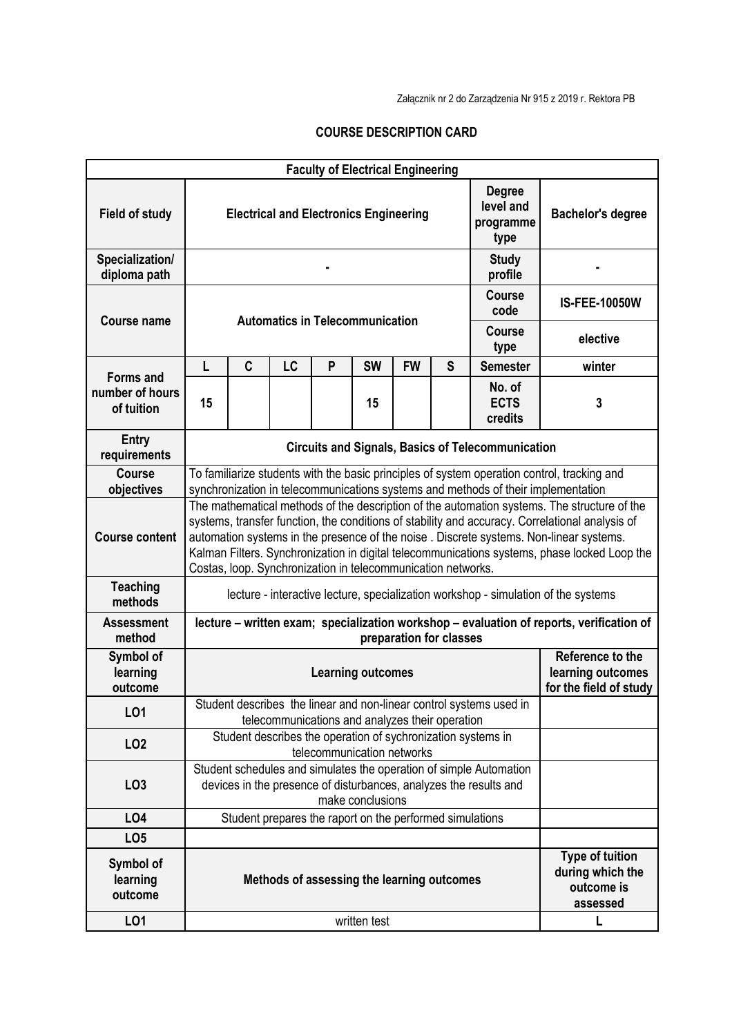Załącznik nr 2 do Zarządzenia Nr 915 z 2019 r. Rektora PB

# COURSE DESCRIPTION CARD

| **Faculty of Electrical Engineering** | | | | | | | | | |
|---|---|---|---|---|---|---|---|---|---|
| **Field of study** | **Electrical and Electronics Engineering** | | | | | | | **Degree level and programme type** | **Bachelor's degree** |
| **Specialization/ diploma path** | **-** | | | | | | | **Study profile** | **-** |
| **Course name** | **Automatics in Telecommunication** | | | | | | | **Course code** | **IS-FEE-10050W** |
| | | | | | | | | **Course type** | **elective** |
| **Forms and number of hours of tuition** | **L** | **C** | **LC** | **P** | **SW** | **FW** | **S** | **Semester** | **winter** |
| | **15** | | | | **15** | | | **No. of ECTS credits** | **3** |
| **Entry requirements** | **Circuits and Signals, Basics of Telecommunication** | | | | | | | | |
| **Course objectives** | To familiarize students with the basic principles of system operation control, tracking and synchronization in telecommunications systems and methods of their implementation | | | | | | | | |
| **Course content** | The mathematical methods of the description of the automation systems. The structure of the systems, transfer function, the conditions of stability and accuracy. Correlational analysis of automation systems in the presence of the noise . Discrete systems. Non-linear systems. Kalman Filters. Synchronization in digital telecommunications systems, phase locked Loop the Costas, loop. Synchronization in telecommunication networks. | | | | | | | | |
| **Teaching methods** | lecture - interactive lecture, specialization workshop - simulation of the systems | | | | | | | | |
| **Assessment method** | **lecture – written exam; specialization workshop – evaluation of reports, verification of preparation for classes** | | | | | | | | |
| **Symbol of learning outcome** | **Learning outcomes** | | | | | | | | **Reference to the learning outcomes for the field of study** |
| **LO1** | Student describes the linear and non-linear control systems used in telecommunications and analyzes their operation | | | | | | | | |
| **LO2** | Student describes the operation of sychronization systems in telecommunication networks | | | | | | | | |
| **LO3** | Student schedules and simulates the operation of simple Automation devices in the presence of disturbances, analyzes the results and make conclusions | | | | | | | | |
| **LO4** | Student prepares the raport on the performed simulations | | | | | | | | |
| **LO5** | | | | | | | | | |
| **Symbol of learning outcome** | **Methods of assessing the learning outcomes** | | | | | | | | **Type of tuition during which the outcome is assessed** |
| **LO1** | written test | | | | | | | | **L** |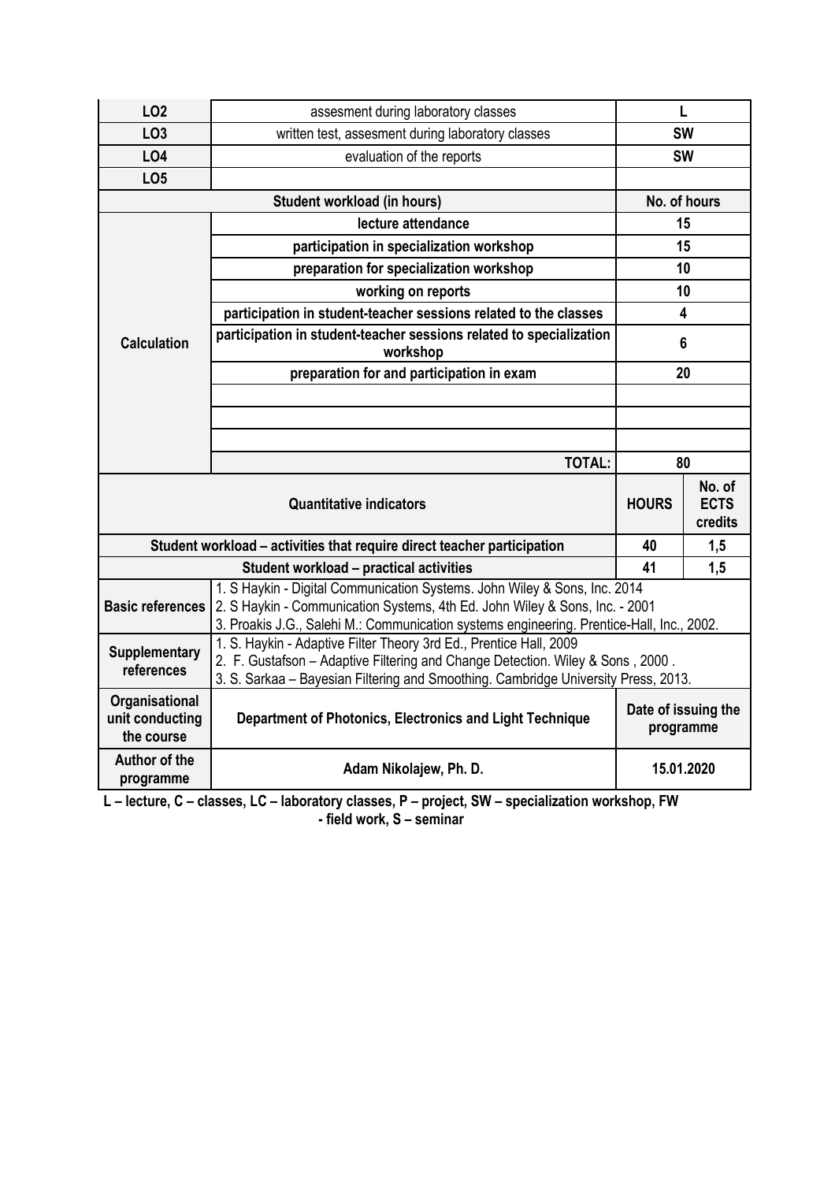| | | | |
|---|---|---|---|
| **LO2** | assesment during laboratory classes | L | |
| **LO3** | written test, assesment during laboratory classes | SW | |
| **LO4** | evaluation of the reports | SW | |
| **LO5** | | | |
| **Student workload (in hours)** | | **No. of hours** | |
| **Calculation** | **lecture attendance** | **15** | |
| | **participation in specialization workshop** | **15** | |
| | **preparation for specialization workshop** | **10** | |
| | **working on reports** | **10** | |
| | **participation in student-teacher sessions related to the classes** | **4** | |
| | **participation in student-teacher sessions related to specialization workshop** | **6** | |
| | **preparation for and participation in exam** | **20** | |
| | | | |
| | | | |
| | | | |
| | **TOTAL:** | **80** | |
| **Quantitative indicators** | | **HOURS** | **No. of ECTS credits** |
| **Student workload – activities that require direct teacher participation** | | **40** | **1,5** |
| **Student workload – practical activities** | | **41** | **1,5** |
| **Basic references** | 1. S Haykin - Digital Communication Systems. John Wiley & Sons, Inc. 2014<br>2. S Haykin - Communication Systems, 4th Ed. John Wiley & Sons, Inc. - 2001<br>3. Proakis J.G., Salehi M.: Communication systems engineering. Prentice-Hall, Inc., 2002. | | |
| **Supplementary references** | 1. S. Haykin - Adaptive Filter Theory 3rd Ed., Prentice Hall, 2009<br>2. F. Gustafson – Adaptive Filtering and Change Detection. Wiley & Sons , 2000 .<br>3. S. Sarkaa – Bayesian Filtering and Smoothing. Cambridge University Press, 2013. | | |
| **Organisational unit conducting the course** | **Department of Photonics, Electronics and Light Technique** | **Date of issuing the programme** | |
| **Author of the programme** | **Adam Nikolajew, Ph. D.** | **15.01.2020** | |

**L – lecture, C – classes, LC – laboratory classes, P – project, SW – specialization workshop, FW - field work, S – seminar**